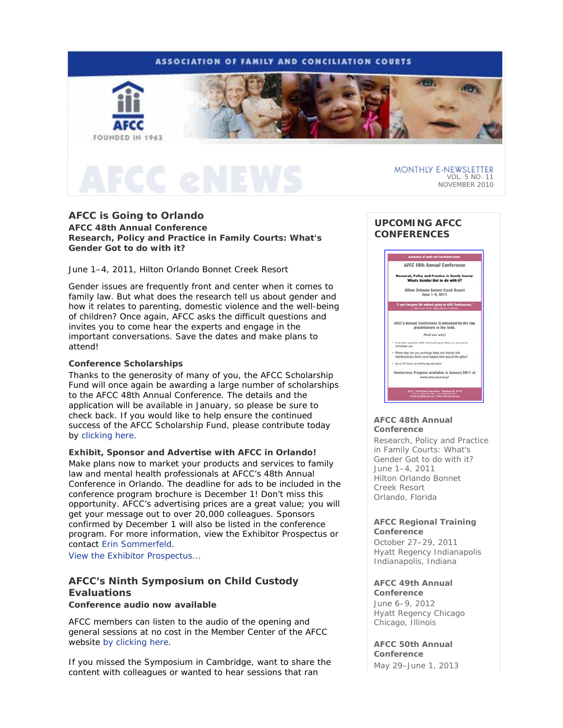ASSOCIATION OF FAMILY AND CONCILIATION COURTS

AFCC FOUNDED IN 1963

# AFCC eNEWS

MONTHLY E-NEWSLETTER
VOL. 5 NO. 11
NOVEMBER 2010

## AFCC is Going to Orlando

**AFCC 48th Annual Conference**
**Research, Policy and Practice in Family Courts: What's Gender Got to do with it?**

June 1–4, 2011, Hilton Orlando Bonnet Creek Resort

Gender issues are frequently front and center when it comes to family law. But what does the research tell us about gender and how it relates to parenting, domestic violence and the well-being of children? Once again, AFCC asks the difficult questions and invites you to come hear the experts and engage in the important conversations. Save the dates and make plans to attend!

**Conference Scholarships**
Thanks to the generosity of many of you, the AFCC Scholarship Fund will once again be awarding a large number of scholarships to the AFCC 48th Annual Conference. The details and the application will be available in January, so please be sure to check back. If you would like to help ensure the continued success of the AFCC Scholarship Fund, please contribute today by clicking here.

**Exhibit, Sponsor and Advertise with AFCC in Orlando!**
Make plans now to market your products and services to family law and mental health professionals at AFCC's 48th Annual Conference in Orlando. The deadline for ads to be included in the conference program brochure is December 1! Don't miss this opportunity. AFCC's advertising prices are a great value; you will get your message out to over 20,000 colleagues. Sponsors confirmed by December 1 will also be listed in the conference program. For more information, view the Exhibitor Prospectus or contact Erin Sommerfeld.
View the Exhibitor Prospectus...

## AFCC's Ninth Symposium on Child Custody Evaluations

**Conference audio now available**

AFCC members can listen to the audio of the opening and general sessions at no cost in the Member Center of the AFCC website by clicking here.

If you missed the Symposium in Cambridge, want to share the content with colleagues or wanted to hear sessions that ran

## UPCOMING AFCC CONFERENCES

**AFCC 48th Annual Conference**
Research, Policy and Practice in Family Courts: What's Gender Got to do with it?
June 1–4, 2011
Hilton Orlando Bonnet Creek Resort
Orlando, Florida

**AFCC Regional Training Conference**
October 27–29, 2011
Hyatt Regency Indianapolis
Indianapolis, Indiana

**AFCC 49th Annual Conference**
June 6–9, 2012
Hyatt Regency Chicago
Chicago, Illinois

**AFCC 50th Annual Conference**
May 29–June 1, 2013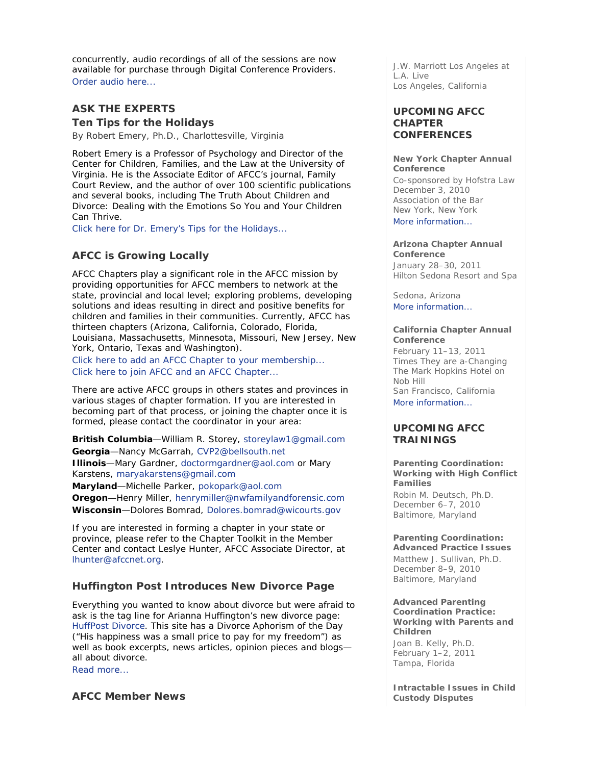concurrently, audio recordings of all of the sessions are now available for purchase through Digital Conference Providers.
Order audio here...

## ASK THE EXPERTS

### Ten Tips for the Holidays

By Robert Emery, Ph.D., Charlottesville, Virginia

Robert Emery is a Professor of Psychology and Director of the Center for Children, Families, and the Law at the University of Virginia. He is the Associate Editor of AFCC's journal, Family Court Review, and the author of over 100 scientific publications and several books, including The Truth About Children and Divorce: Dealing with the Emotions So You and Your Children Can Thrive.
Click here for Dr. Emery's Tips for the Holidays...

## AFCC is Growing Locally

AFCC Chapters play a significant role in the AFCC mission by providing opportunities for AFCC members to network at the state, provincial and local level; exploring problems, developing solutions and ideas resulting in direct and positive benefits for children and families in their communities. Currently, AFCC has thirteen chapters (Arizona, California, Colorado, Florida, Louisiana, Massachusetts, Minnesota, Missouri, New Jersey, New York, Ontario, Texas and Washington).
Click here to add an AFCC Chapter to your membership...
Click here to join AFCC and an AFCC Chapter...

There are active AFCC groups in others states and provinces in various stages of chapter formation. If you are interested in becoming part of that process, or joining the chapter once it is formed, please contact the coordinator in your area:

**British Columbia**—William R. Storey, storeylaw1@gmail.com
**Georgia**—Nancy McGarrah, CVP2@bellsouth.net
**Illinois**—Mary Gardner, doctormgardner@aol.com or Mary Karstens, maryakarstens@gmail.com
**Maryland**—Michelle Parker, pokopark@aol.com
**Oregon**—Henry Miller, henrymiller@nwfamilyandforensic.com
**Wisconsin**—Dolores Bomrad, Dolores.bomrad@wicourts.gov

If you are interested in forming a chapter in your state or province, please refer to the Chapter Toolkit in the Member Center and contact Leslye Hunter, AFCC Associate Director, at lhunter@afccnet.org.

## Huffington Post Introduces New Divorce Page

Everything you wanted to know about divorce but were afraid to ask is the tag line for Arianna Huffington's new divorce page: HuffPost Divorce. This site has a Divorce Aphorism of the Day ("His happiness was a small price to pay for my freedom") as well as book excerpts, news articles, opinion pieces and blogs—all about divorce.
Read more...

## AFCC Member News

J.W. Marriott Los Angeles at L.A. Live
Los Angeles, California

## UPCOMING AFCC CHAPTER CONFERENCES

**New York Chapter Annual Conference**
Co-sponsored by Hofstra Law
December 3, 2010
Association of the Bar
New York, New York
More information...

**Arizona Chapter Annual Conference**
January 28–30, 2011
Hilton Sedona Resort and Spa

Sedona, Arizona
More information...

**California Chapter Annual Conference**
February 11–13, 2011
Times They are a-Changing
The Mark Hopkins Hotel on Nob Hill
San Francisco, California
More information...

## UPCOMING AFCC TRAININGS

**Parenting Coordination: Working with High Conflict Families**
Robin M. Deutsch, Ph.D.
December 6–7, 2010
Baltimore, Maryland

**Parenting Coordination: Advanced Practice Issues**
Matthew J. Sullivan, Ph.D.
December 8–9, 2010
Baltimore, Maryland

**Advanced Parenting Coordination Practice: Working with Parents and Children**
Joan B. Kelly, Ph.D.
February 1–2, 2011
Tampa, Florida

**Intractable Issues in Child Custody Disputes**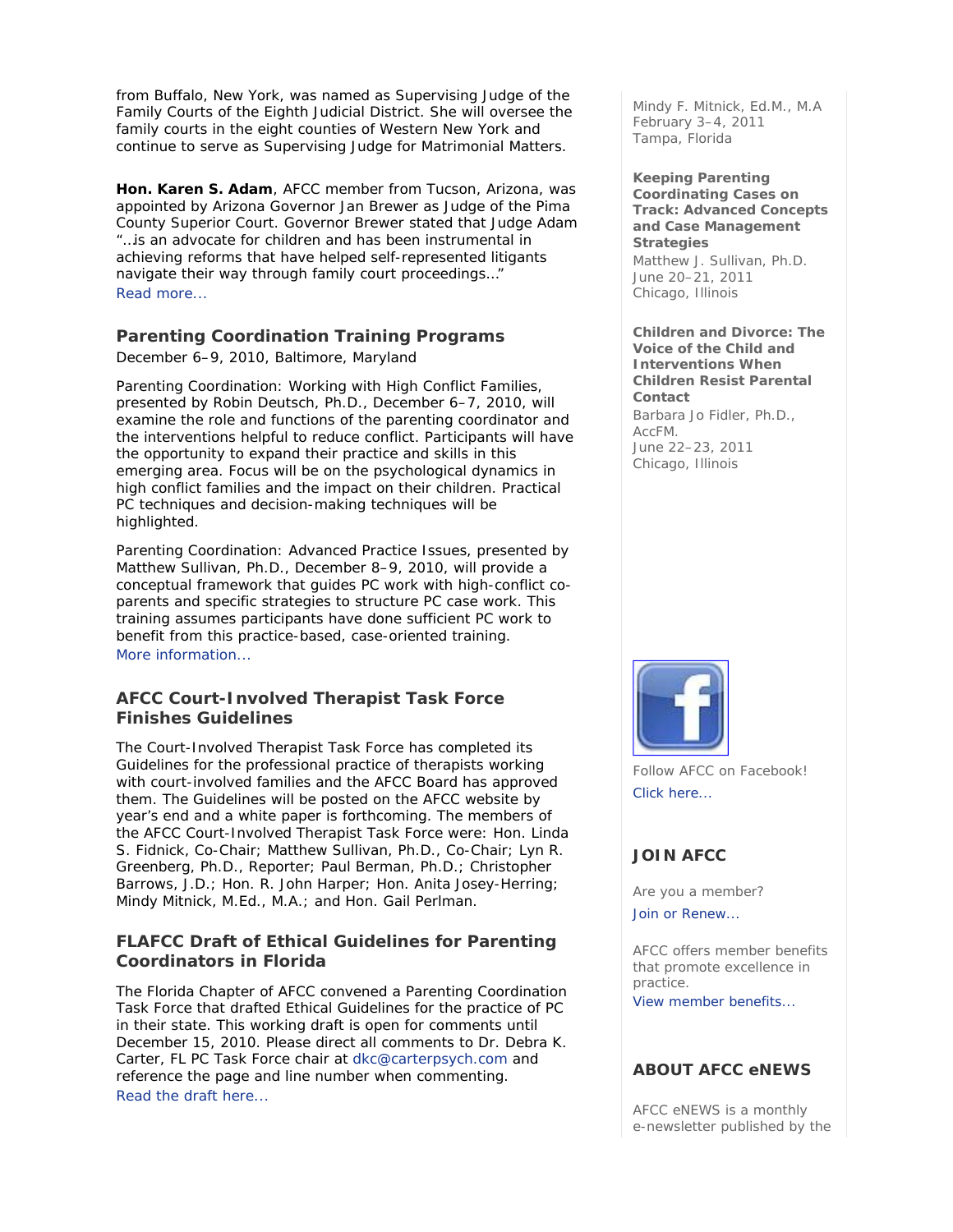from Buffalo, New York, was named as Supervising Judge of the Family Courts of the Eighth Judicial District. She will oversee the family courts in the eight counties of Western New York and continue to serve as Supervising Judge for Matrimonial Matters.

**Hon. Karen S. Adam**, AFCC member from Tucson, Arizona, was appointed by Arizona Governor Jan Brewer as Judge of the Pima County Superior Court. Governor Brewer stated that Judge Adam "…is an advocate for children and has been instrumental in achieving reforms that have helped self-represented litigants navigate their way through family court proceedings…"
Read more...

### Parenting Coordination Training Programs

December 6–9, 2010, Baltimore, Maryland

Parenting Coordination: Working with High Conflict Families, presented by Robin Deutsch, Ph.D., December 6–7, 2010, will examine the role and functions of the parenting coordinator and the interventions helpful to reduce conflict. Participants will have the opportunity to expand their practice and skills in this emerging area. Focus will be on the psychological dynamics in high conflict families and the impact on their children. Practical PC techniques and decision-making techniques will be highlighted.

Parenting Coordination: Advanced Practice Issues, presented by Matthew Sullivan, Ph.D., December 8–9, 2010, will provide a conceptual framework that guides PC work with high-conflict co-parents and specific strategies to structure PC case work. This training assumes participants have done sufficient PC work to benefit from this practice-based, case-oriented training.
More information...

### AFCC Court-Involved Therapist Task Force Finishes Guidelines

The Court-Involved Therapist Task Force has completed its Guidelines for the professional practice of therapists working with court-involved families and the AFCC Board has approved them. The Guidelines will be posted on the AFCC website by year's end and a white paper is forthcoming. The members of the AFCC Court-Involved Therapist Task Force were: Hon. Linda S. Fidnick, Co-Chair; Matthew Sullivan, Ph.D., Co-Chair; Lyn R. Greenberg, Ph.D., Reporter; Paul Berman, Ph.D.; Christopher Barrows, J.D.; Hon. R. John Harper; Hon. Anita Josey-Herring; Mindy Mitnick, M.Ed., M.A.; and Hon. Gail Perlman.

### FLAFCC Draft of Ethical Guidelines for Parenting Coordinators in Florida

The Florida Chapter of AFCC convened a Parenting Coordination Task Force that drafted Ethical Guidelines for the practice of PC in their state. This working draft is open for comments until December 15, 2010. Please direct all comments to Dr. Debra K. Carter, FL PC Task Force chair at dkc@carterpsych.com and reference the page and line number when commenting.
Read the draft here...

Mindy F. Mitnick, Ed.M., M.A
February 3–4, 2011
Tampa, Florida

**Keeping Parenting Coordinating Cases on Track: Advanced Concepts and Case Management Strategies**
Matthew J. Sullivan, Ph.D.
June 20–21, 2011
Chicago, Illinois

**Children and Divorce: The Voice of the Child and Interventions When Children Resist Parental Contact**
Barbara Jo Fidler, Ph.D., AccFM.
June 22–23, 2011
Chicago, Illinois

Follow AFCC on Facebook!
Click here...

### JOIN AFCC

Are you a member?
Join or Renew...

AFCC offers member benefits that promote excellence in practice.
View member benefits...

### ABOUT AFCC eNEWS

AFCC eNEWS is a monthly e-newsletter published by the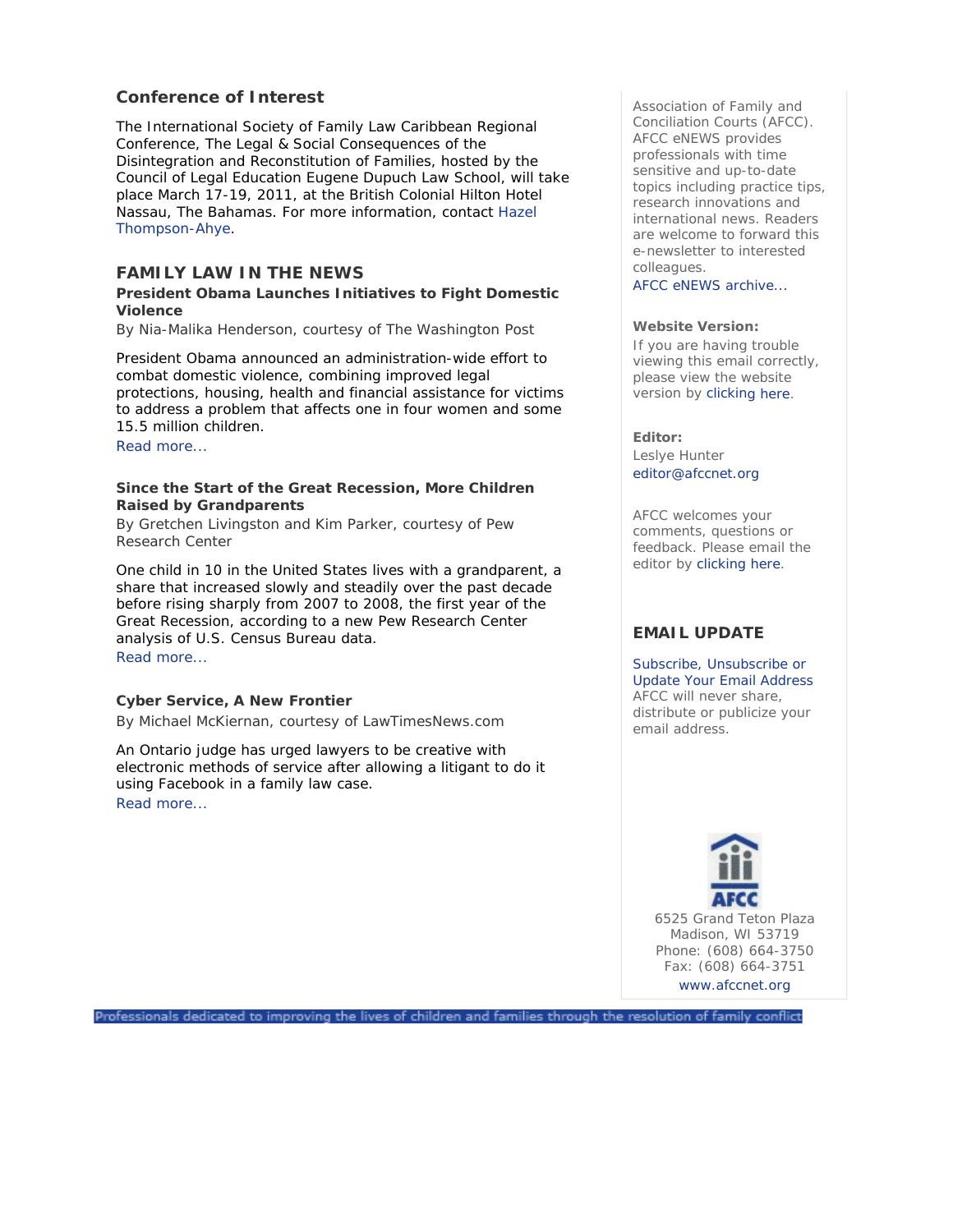## Conference of Interest

The International Society of Family Law Caribbean Regional Conference, The Legal & Social Consequences of the Disintegration and Reconstitution of Families, hosted by the Council of Legal Education Eugene Dupuch Law School, will take place March 17-19, 2011, at the British Colonial Hilton Hotel Nassau, The Bahamas. For more information, contact Hazel Thompson-Ahye.

## FAMILY LAW IN THE NEWS

**President Obama Launches Initiatives to Fight Domestic Violence**

By Nia-Malika Henderson, courtesy of The Washington Post

President Obama announced an administration-wide effort to combat domestic violence, combining improved legal protections, housing, health and financial assistance for victims to address a problem that affects one in four women and some 15.5 million children.

Read more...

**Since the Start of the Great Recession, More Children Raised by Grandparents**

By Gretchen Livingston and Kim Parker, courtesy of Pew Research Center

One child in 10 in the United States lives with a grandparent, a share that increased slowly and steadily over the past decade before rising sharply from 2007 to 2008, the first year of the Great Recession, according to a new Pew Research Center analysis of U.S. Census Bureau data.

Read more...

**Cyber Service, A New Frontier**

By Michael McKiernan, courtesy of LawTimesNews.com

An Ontario judge has urged lawyers to be creative with electronic methods of service after allowing a litigant to do it using Facebook in a family law case.

Read more...

Association of Family and Conciliation Courts (AFCC). AFCC eNEWS provides professionals with time sensitive and up-to-date topics including practice tips, research innovations and international news. Readers are welcome to forward this e-newsletter to interested colleagues.

AFCC eNEWS archive...

**Website Version:**

If you are having trouble viewing this email correctly, please view the website version by clicking here.

**Editor:**

Leslye Hunter

editor@afccnet.org

AFCC welcomes your comments, questions or feedback. Please email the editor by clicking here.

## EMAIL UPDATE

Subscribe, Unsubscribe or Update Your Email Address

AFCC will never share, distribute or publicize your email address.

AFCC

6525 Grand Teton Plaza
Madison, WI 53719
Phone: (608) 664-3750
Fax: (608) 664-3751
www.afccnet.org

Professionals dedicated to improving the lives of children and families through the resolution of family conflict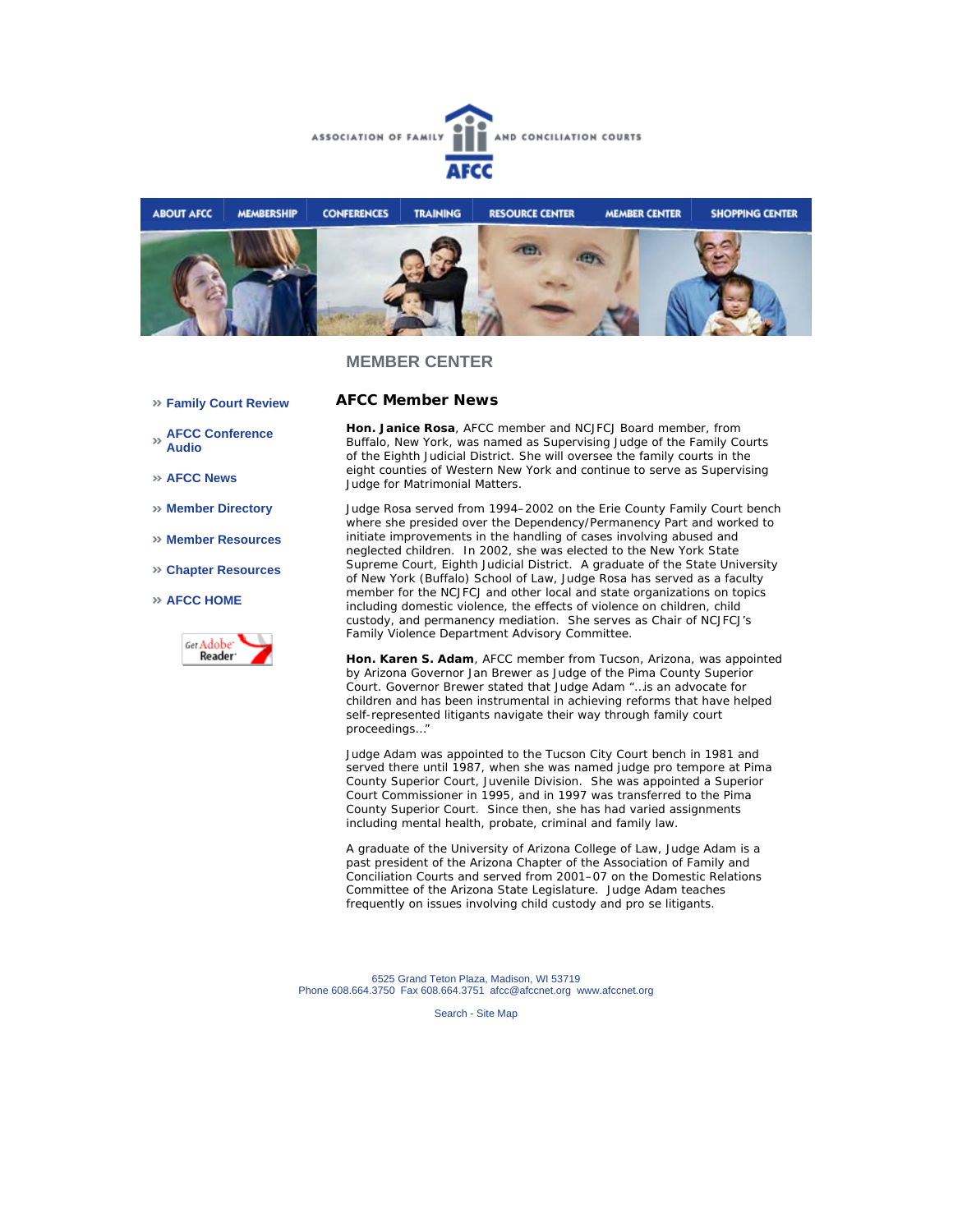ASSOCIATION OF FAMILY AND CONCILIATION COURTS

AFCC

ABOUT AFCC | MEMBERSHIP | CONFERENCES | TRAINING | RESOURCE CENTER | MEMBER CENTER | SHOPPING CENTER

## MEMBER CENTER

- » **Family Court Review**
- » **AFCC Conference Audio**
- » **AFCC News**
- » **Member Directory**
- » **Member Resources**
- » **Chapter Resources**
- » **AFCC HOME**

Get Adobe Reader

### AFCC Member News

**Hon. Janice Rosa**, AFCC member and NCJFCJ Board member, from Buffalo, New York, was named as Supervising Judge of the Family Courts of the Eighth Judicial District. She will oversee the family courts in the eight counties of Western New York and continue to serve as Supervising Judge for Matrimonial Matters.

Judge Rosa served from 1994–2002 on the Erie County Family Court bench where she presided over the Dependency/Permanency Part and worked to initiate improvements in the handling of cases involving abused and neglected children. In 2002, she was elected to the New York State Supreme Court, Eighth Judicial District. A graduate of the State University of New York (Buffalo) School of Law, Judge Rosa has served as a faculty member for the NCJFCJ and other local and state organizations on topics including domestic violence, the effects of violence on children, child custody, and permanency mediation. She serves as Chair of NCJFCJ's Family Violence Department Advisory Committee.

**Hon. Karen S. Adam**, AFCC member from Tucson, Arizona, was appointed by Arizona Governor Jan Brewer as Judge of the Pima County Superior Court. Governor Brewer stated that Judge Adam "…is an advocate for children and has been instrumental in achieving reforms that have helped self-represented litigants navigate their way through family court proceedings…"

Judge Adam was appointed to the Tucson City Court bench in 1981 and served there until 1987, when she was named judge pro tempore at Pima County Superior Court, Juvenile Division. She was appointed a Superior Court Commissioner in 1995, and in 1997 was transferred to the Pima County Superior Court. Since then, she has had varied assignments including mental health, probate, criminal and family law.

A graduate of the University of Arizona College of Law, Judge Adam is a past president of the Arizona Chapter of the Association of Family and Conciliation Courts and served from 2001–07 on the Domestic Relations Committee of the Arizona State Legislature. Judge Adam teaches frequently on issues involving child custody and pro se litigants.

6525 Grand Teton Plaza, Madison, WI 53719
Phone 608.664.3750 Fax 608.664.3751 afcc@afccnet.org www.afccnet.org

Search - Site Map